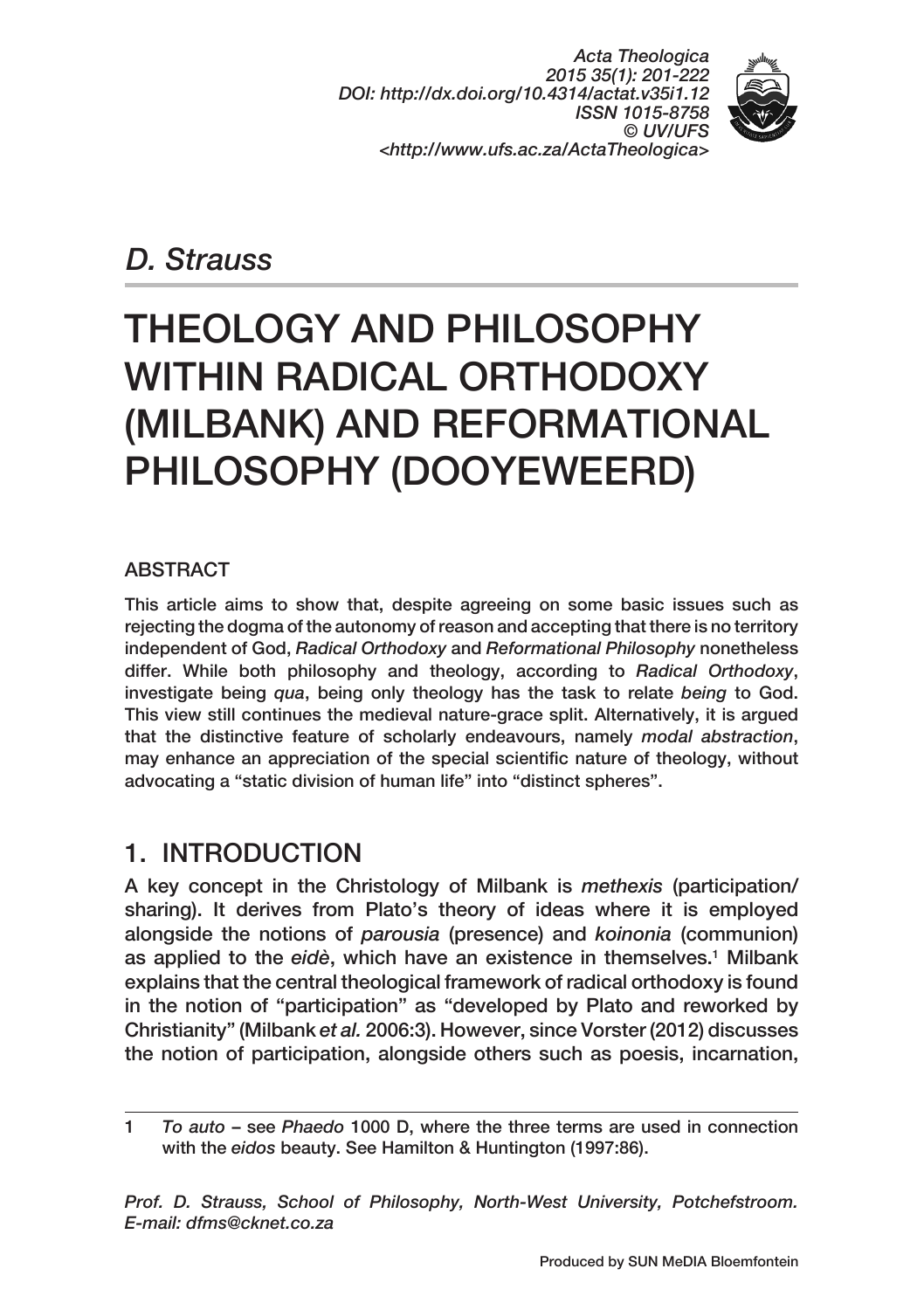*D. Strauss*

# THEOLOGY AND PHILOSOPHY WITHIN RADICAL ORTHODOXY (MILBANK) AND REFORMATIONAL PHILOSOPHY (DOOYEWEERD)

## ABSTRACT

This article aims to show that, despite agreeing on some basic issues such as rejecting the dogma of the autonomy of reason and accepting that there is no territory independent of God, *Radical Orthodoxy* and *Reformational Philosophy* nonetheless differ. While both philosophy and theology, according to *Radical Orthodoxy*, investigate being *qua*, being only theology has the task to relate *being* to God. This view still continues the medieval nature-grace split. Alternatively, it is argued that the distinctive feature of scholarly endeavours, namely *modal abstraction*, may enhance an appreciation of the special scientific nature of theology, without advocating a "static division of human life" into "distinct spheres".

## 1. INTRODUCTION

A key concept in the Christology of Milbank is *methexis* (participation/sharing). It derives from Plato's theory of ideas where it is employed alongside the notions of *parousia* (presence) and *koinonia* (communion) as applied to the *eidè*, which have an existence in themselves.[1] Milbank explains that the central theological framework of radical orthodoxy is found in the notion of "participation" as "developed by Plato and reworked by Christianity" (Milbank *et al.* 2006:3). However, since Vorster (2012) discusses the notion of participation, alongside others such as poesis, incarnation,

---

1 *To auto* – see *Phaedo* 1000 D, where the three terms are used in connection with the *eidos* beauty. See Hamilton & Huntington (1997:86).

*Prof. D. Strauss, School of Philosophy, North-West University, Potchefstroom. E-mail: dfms@cknet.co.za*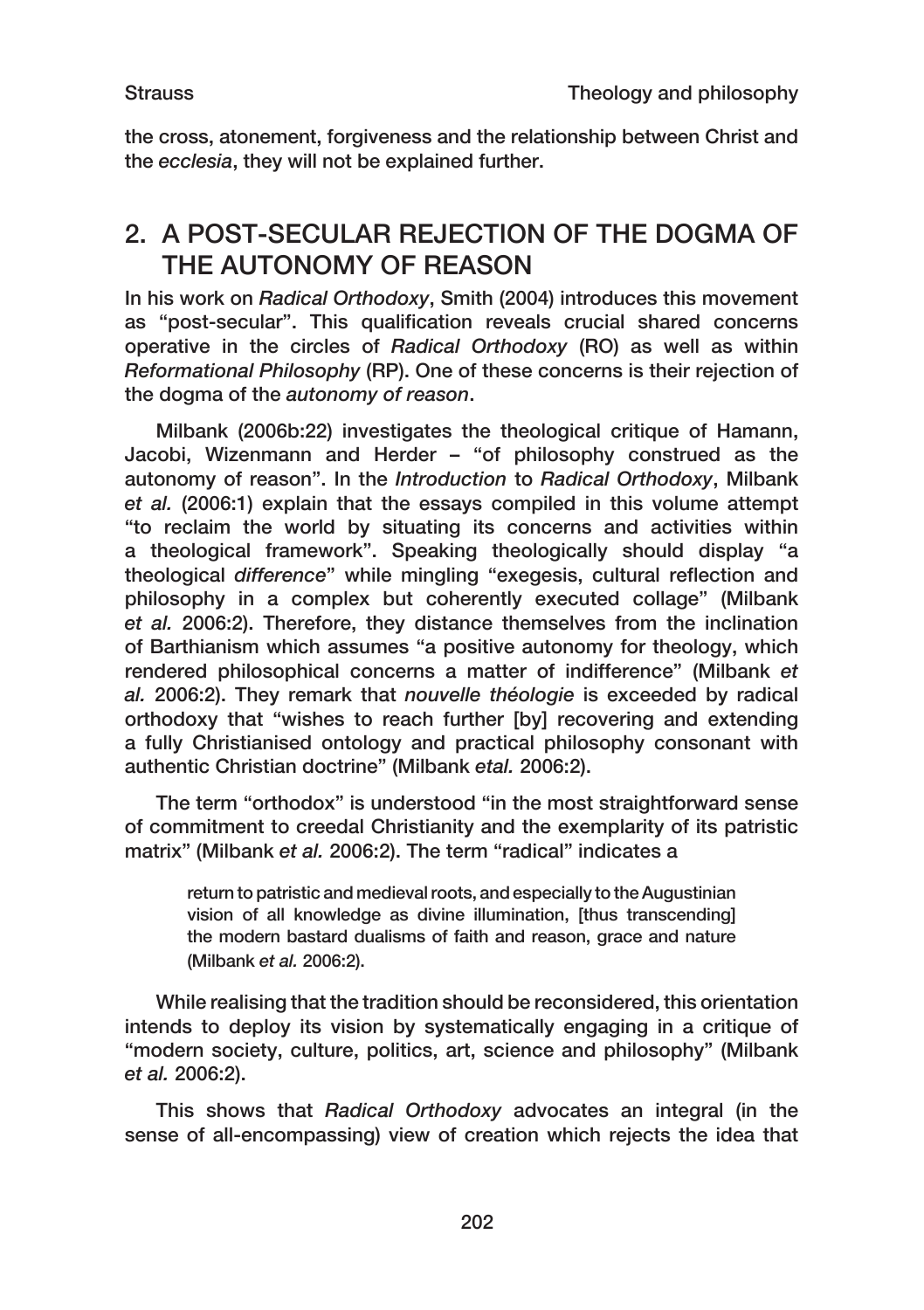the cross, atonement, forgiveness and the relationship between Christ and the *ecclesia*, they will not be explained further.

## 2. A POST-SECULAR REJECTION OF THE DOGMA OF THE AUTONOMY OF REASON

In his work on *Radical Orthodoxy*, Smith (2004) introduces this movement as "post-secular". This qualification reveals crucial shared concerns operative in the circles of *Radical Orthodoxy* (RO) as well as within *Reformational Philosophy* (RP). One of these concerns is their rejection of the dogma of the *autonomy of reason*.

Milbank (2006b:22) investigates the theological critique of Hamann, Jacobi, Wizenmann and Herder – "of philosophy construed as the autonomy of reason". In the *Introduction* to *Radical Orthodoxy*, Milbank *et al.* (2006:1) explain that the essays compiled in this volume attempt "to reclaim the world by situating its concerns and activities within a theological framework". Speaking theologically should display "a theological *difference*" while mingling "exegesis, cultural reflection and philosophy in a complex but coherently executed collage" (Milbank *et al.* 2006:2). Therefore, they distance themselves from the inclination of Barthianism which assumes "a positive autonomy for theology, which rendered philosophical concerns a matter of indifference" (Milbank *et al.* 2006:2). They remark that *nouvelle théologie* is exceeded by radical orthodoxy that "wishes to reach further [by] recovering and extending a fully Christianised ontology and practical philosophy consonant with authentic Christian doctrine" (Milbank *etal.* 2006:2).

The term "orthodox" is understood "in the most straightforward sense of commitment to creedal Christianity and the exemplarity of its patristic matrix" (Milbank *et al.* 2006:2). The term "radical" indicates a

> return to patristic and medieval roots, and especially to the Augustinian vision of all knowledge as divine illumination, [thus transcending] the modern bastard dualisms of faith and reason, grace and nature (Milbank *et al.* 2006:2).

While realising that the tradition should be reconsidered, this orientation intends to deploy its vision by systematically engaging in a critique of "modern society, culture, politics, art, science and philosophy" (Milbank *et al.* 2006:2).

This shows that *Radical Orthodoxy* advocates an integral (in the sense of all-encompassing) view of creation which rejects the idea that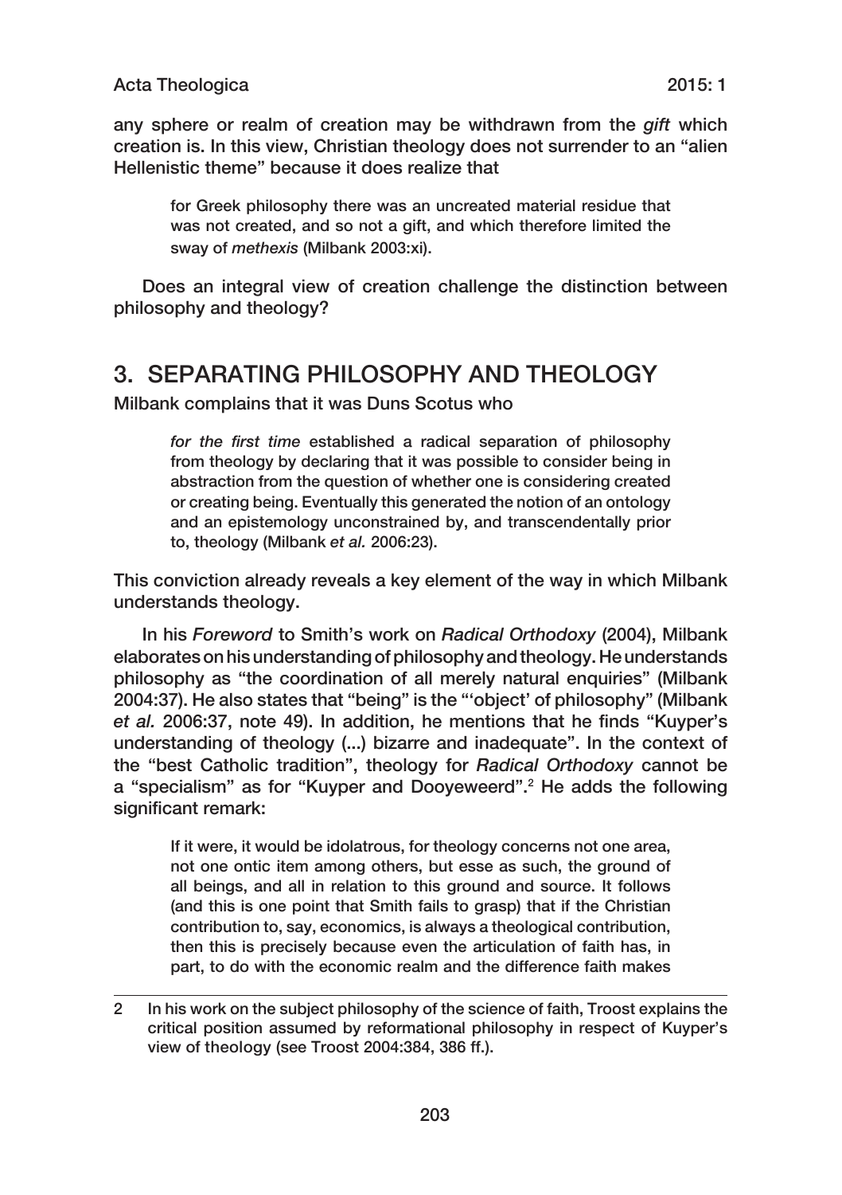any sphere or realm of creation may be withdrawn from the *gift* which creation is. In this view, Christian theology does not surrender to an "alien Hellenistic theme" because it does realize that

> for Greek philosophy there was an uncreated material residue that was not created, and so not a gift, and which therefore limited the sway of *methexis* (Milbank 2003:xi).

Does an integral view of creation challenge the distinction between philosophy and theology?

## 3. SEPARATING PHILOSOPHY AND THEOLOGY

Milbank complains that it was Duns Scotus who

> *for the first time* established a radical separation of philosophy from theology by declaring that it was possible to consider being in abstraction from the question of whether one is considering created or creating being. Eventually this generated the notion of an ontology and an epistemology unconstrained by, and transcendentally prior to, theology (Milbank *et al.* 2006:23).

This conviction already reveals a key element of the way in which Milbank understands theology.

In his *Foreword* to Smith's work on *Radical Orthodoxy* (2004), Milbank elaborates on his understanding of philosophy and theology. He understands philosophy as "the coordination of all merely natural enquiries" (Milbank 2004:37). He also states that "being" is the "'object' of philosophy" (Milbank *et al.* 2006:37, note 49). In addition, he mentions that he finds "Kuyper's understanding of theology (...) bizarre and inadequate". In the context of the "best Catholic tradition", theology for *Radical Orthodoxy* cannot be a "specialism" as for "Kuyper and Dooyeweerd".[2] He adds the following significant remark:

> If it were, it would be idolatrous, for theology concerns not one area, not one ontic item among others, but esse as such, the ground of all beings, and all in relation to this ground and source. It follows (and this is one point that Smith fails to grasp) that if the Christian contribution to, say, economics, is always a theological contribution, then this is precisely because even the articulation of faith has, in part, to do with the economic realm and the difference faith makes

---

2 In his work on the subject philosophy of the science of faith, Troost explains the critical position assumed by reformational philosophy in respect of Kuyper's view of theology (see Troost 2004:384, 386 ff.).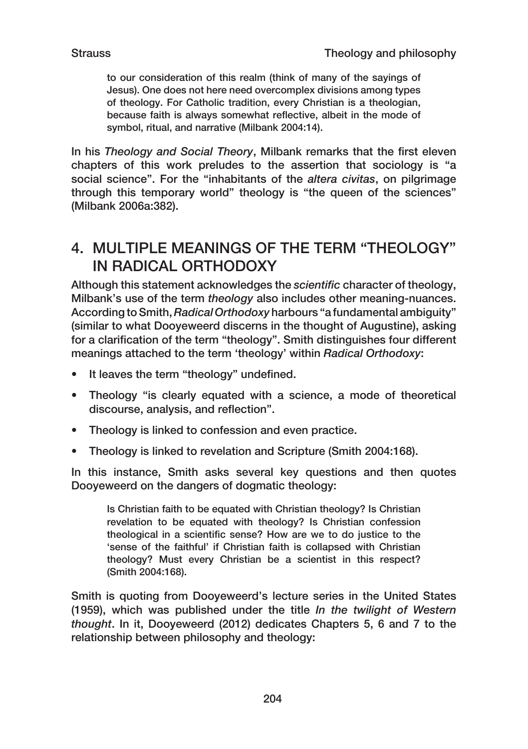> to our consideration of this realm (think of many of the sayings of Jesus). One does not here need overcomplex divisions among types of theology. For Catholic tradition, every Christian is a theologian, because faith is always somewhat reflective, albeit in the mode of symbol, ritual, and narrative (Milbank 2004:14).

In his *Theology and Social Theory*, Milbank remarks that the first eleven chapters of this work preludes to the assertion that sociology is "a social science". For the "inhabitants of the *altera civitas*, on pilgrimage through this temporary world" theology is "the queen of the sciences" (Milbank 2006a:382).

## 4. MULTIPLE MEANINGS OF THE TERM "THEOLOGY" IN RADICAL ORTHODOXY

Although this statement acknowledges the *scientific* character of theology, Milbank's use of the term *theology* also includes other meaning-nuances. According to Smith, *Radical Orthodoxy* harbours "a fundamental ambiguity" (similar to what Dooyeweerd discerns in the thought of Augustine), asking for a clarification of the term "theology". Smith distinguishes four different meanings attached to the term 'theology' within *Radical Orthodoxy*:

- It leaves the term "theology" undefined.
- Theology "is clearly equated with a science, a mode of theoretical discourse, analysis, and reflection".
- Theology is linked to confession and even practice.
- Theology is linked to revelation and Scripture (Smith 2004:168).

In this instance, Smith asks several key questions and then quotes Dooyeweerd on the dangers of dogmatic theology:

> Is Christian faith to be equated with Christian theology? Is Christian revelation to be equated with theology? Is Christian confession theological in a scientific sense? How are we to do justice to the 'sense of the faithful' if Christian faith is collapsed with Christian theology? Must every Christian be a scientist in this respect? (Smith 2004:168).

Smith is quoting from Dooyeweerd's lecture series in the United States (1959), which was published under the title *In the twilight of Western thought*. In it, Dooyeweerd (2012) dedicates Chapters 5, 6 and 7 to the relationship between philosophy and theology: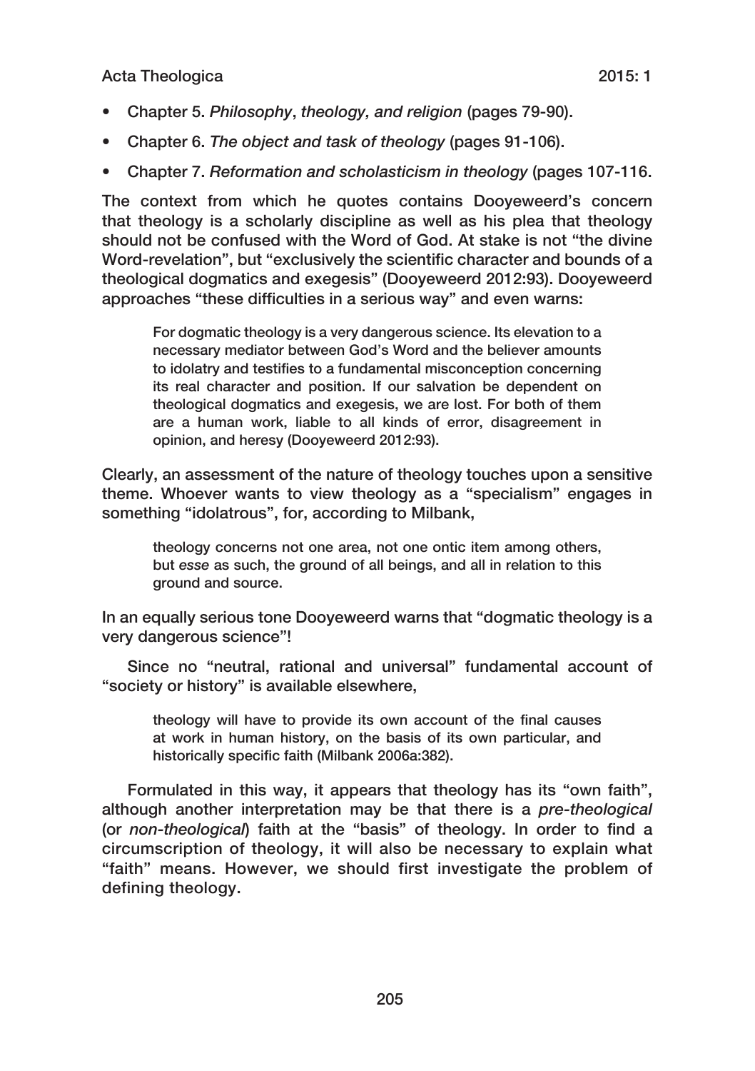- Chapter 5. *Philosophy*, *theology, and religion* (pages 79-90).
- Chapter 6. *The object and task of theology* (pages 91-106).
- Chapter 7. *Reformation and scholasticism in theology* (pages 107-116.

The context from which he quotes contains Dooyeweerd's concern that theology is a scholarly discipline as well as his plea that theology should not be confused with the Word of God. At stake is not "the divine Word-revelation", but "exclusively the scientific character and bounds of a theological dogmatics and exegesis" (Dooyeweerd 2012:93). Dooyeweerd approaches "these difficulties in a serious way" and even warns:

> For dogmatic theology is a very dangerous science. Its elevation to a necessary mediator between God's Word and the believer amounts to idolatry and testifies to a fundamental misconception concerning its real character and position. If our salvation be dependent on theological dogmatics and exegesis, we are lost. For both of them are a human work, liable to all kinds of error, disagreement in opinion, and heresy (Dooyeweerd 2012:93).

Clearly, an assessment of the nature of theology touches upon a sensitive theme. Whoever wants to view theology as a "specialism" engages in something "idolatrous", for, according to Milbank,

> theology concerns not one area, not one ontic item among others, but *esse* as such, the ground of all beings, and all in relation to this ground and source.

In an equally serious tone Dooyeweerd warns that "dogmatic theology is a very dangerous science"!

Since no "neutral, rational and universal" fundamental account of "society or history" is available elsewhere,

> theology will have to provide its own account of the final causes at work in human history, on the basis of its own particular, and historically specific faith (Milbank 2006a:382).

Formulated in this way, it appears that theology has its "own faith", although another interpretation may be that there is a *pre-theological* (or *non-theological*) faith at the "basis" of theology. In order to find a circumscription of theology, it will also be necessary to explain what "faith" means. However, we should first investigate the problem of defining theology.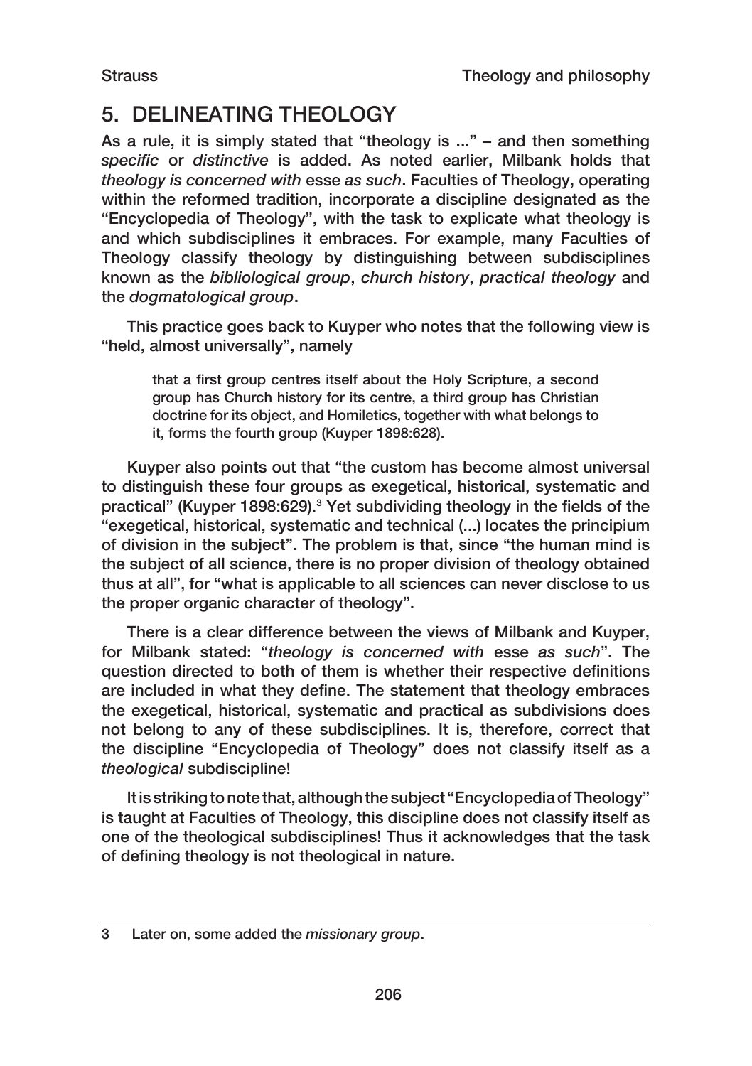## 5. DELINEATING THEOLOGY

As a rule, it is simply stated that "theology is ..." – and then something *specific* or *distinctive* is added. As noted earlier, Milbank holds that *theology is concerned with* esse *as such*. Faculties of Theology, operating within the reformed tradition, incorporate a discipline designated as the "Encyclopedia of Theology", with the task to explicate what theology is and which subdisciplines it embraces. For example, many Faculties of Theology classify theology by distinguishing between subdisciplines known as the *bibliological group*, *church history*, *practical theology* and the *dogmatological group*.

This practice goes back to Kuyper who notes that the following view is "held, almost universally", namely

> that a first group centres itself about the Holy Scripture, a second group has Church history for its centre, a third group has Christian doctrine for its object, and Homiletics, together with what belongs to it, forms the fourth group (Kuyper 1898:628).

Kuyper also points out that "the custom has become almost universal to distinguish these four groups as exegetical, historical, systematic and practical" (Kuyper 1898:629).[3] Yet subdividing theology in the fields of the "exegetical, historical, systematic and technical (...) locates the principium of division in the subject". The problem is that, since "the human mind is the subject of all science, there is no proper division of theology obtained thus at all", for "what is applicable to all sciences can never disclose to us the proper organic character of theology".

There is a clear difference between the views of Milbank and Kuyper, for Milbank stated: "*theology is concerned with* esse *as such*". The question directed to both of them is whether their respective definitions are included in what they define. The statement that theology embraces the exegetical, historical, systematic and practical as subdivisions does not belong to any of these subdisciplines. It is, therefore, correct that the discipline "Encyclopedia of Theology" does not classify itself as a *theological* subdiscipline!

It is striking to note that, although the subject "Encyclopedia of Theology" is taught at Faculties of Theology, this discipline does not classify itself as one of the theological subdisciplines! Thus it acknowledges that the task of defining theology is not theological in nature.

---

3 Later on, some added the *missionary group*.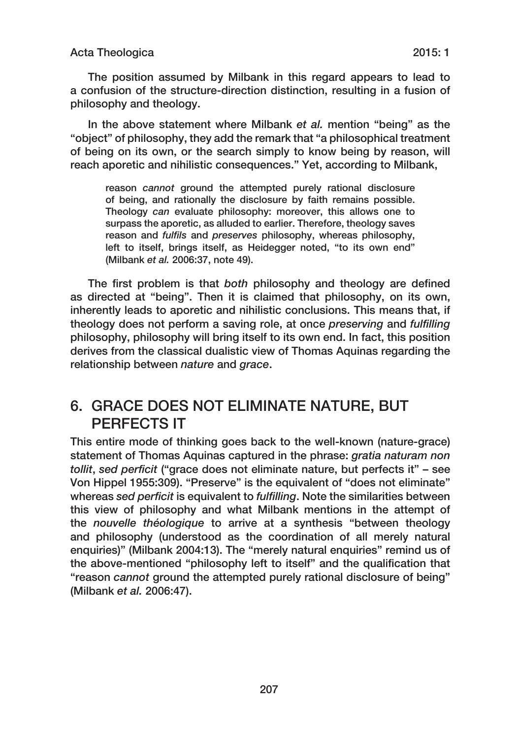The position assumed by Milbank in this regard appears to lead to a confusion of the structure-direction distinction, resulting in a fusion of philosophy and theology.

In the above statement where Milbank *et al.* mention "being" as the "object" of philosophy, they add the remark that "a philosophical treatment of being on its own, or the search simply to know being by reason, will reach aporetic and nihilistic consequences." Yet, according to Milbank,

> reason *cannot* ground the attempted purely rational disclosure of being, and rationally the disclosure by faith remains possible. Theology *can* evaluate philosophy: moreover, this allows one to surpass the aporetic, as alluded to earlier. Therefore, theology saves reason and *fulfils* and *preserves* philosophy, whereas philosophy, left to itself, brings itself, as Heidegger noted, "to its own end" (Milbank *et al.* 2006:37, note 49).

The first problem is that *both* philosophy and theology are defined as directed at "being". Then it is claimed that philosophy, on its own, inherently leads to aporetic and nihilistic conclusions. This means that, if theology does not perform a saving role, at once *preserving* and *fulfilling* philosophy, philosophy will bring itself to its own end. In fact, this position derives from the classical dualistic view of Thomas Aquinas regarding the relationship between *nature* and *grace*.

## 6. GRACE DOES NOT ELIMINATE NATURE, BUT PERFECTS IT

This entire mode of thinking goes back to the well-known (nature-grace) statement of Thomas Aquinas captured in the phrase: *gratia naturam non tollit*, *sed perficit* ("grace does not eliminate nature, but perfects it" – see Von Hippel 1955:309). "Preserve" is the equivalent of "does not eliminate" whereas *sed perficit* is equivalent to *fulfilling*. Note the similarities between this view of philosophy and what Milbank mentions in the attempt of the *nouvelle théologique* to arrive at a synthesis "between theology and philosophy (understood as the coordination of all merely natural enquiries)" (Milbank 2004:13). The "merely natural enquiries" remind us of the above-mentioned "philosophy left to itself" and the qualification that "reason *cannot* ground the attempted purely rational disclosure of being" (Milbank *et al.* 2006:47).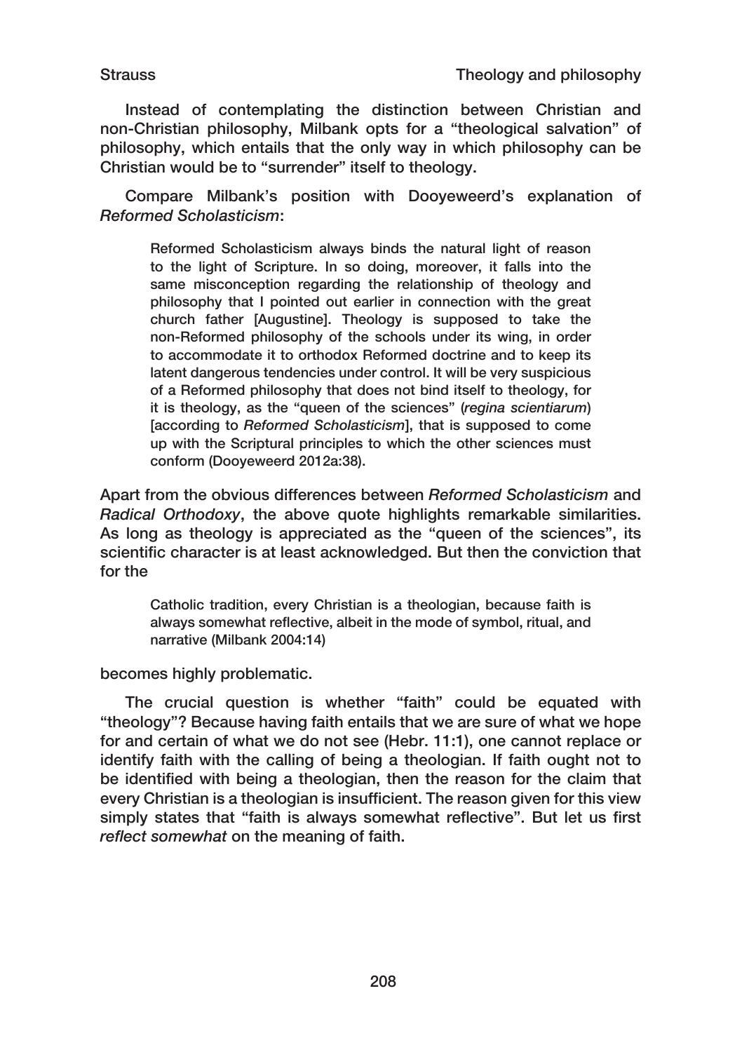Instead of contemplating the distinction between Christian and non-Christian philosophy, Milbank opts for a "theological salvation" of philosophy, which entails that the only way in which philosophy can be Christian would be to "surrender" itself to theology.

Compare Milbank's position with Dooyeweerd's explanation of *Reformed Scholasticism*:

> Reformed Scholasticism always binds the natural light of reason to the light of Scripture. In so doing, moreover, it falls into the same misconception regarding the relationship of theology and philosophy that I pointed out earlier in connection with the great church father [Augustine]. Theology is supposed to take the non-Reformed philosophy of the schools under its wing, in order to accommodate it to orthodox Reformed doctrine and to keep its latent dangerous tendencies under control. It will be very suspicious of a Reformed philosophy that does not bind itself to theology, for it is theology, as the "queen of the sciences" (*regina scientiarum*) [according to *Reformed Scholasticism*], that is supposed to come up with the Scriptural principles to which the other sciences must conform (Dooyeweerd 2012a:38).

Apart from the obvious differences between *Reformed Scholasticism* and *Radical Orthodoxy*, the above quote highlights remarkable similarities. As long as theology is appreciated as the "queen of the sciences", its scientific character is at least acknowledged. But then the conviction that for the

> Catholic tradition, every Christian is a theologian, because faith is always somewhat reflective, albeit in the mode of symbol, ritual, and narrative (Milbank 2004:14)

becomes highly problematic.

The crucial question is whether "faith" could be equated with "theology"? Because having faith entails that we are sure of what we hope for and certain of what we do not see (Hebr. 11:1), one cannot replace or identify faith with the calling of being a theologian. If faith ought not to be identified with being a theologian, then the reason for the claim that every Christian is a theologian is insufficient. The reason given for this view simply states that "faith is always somewhat reflective". But let us first *reflect somewhat* on the meaning of faith.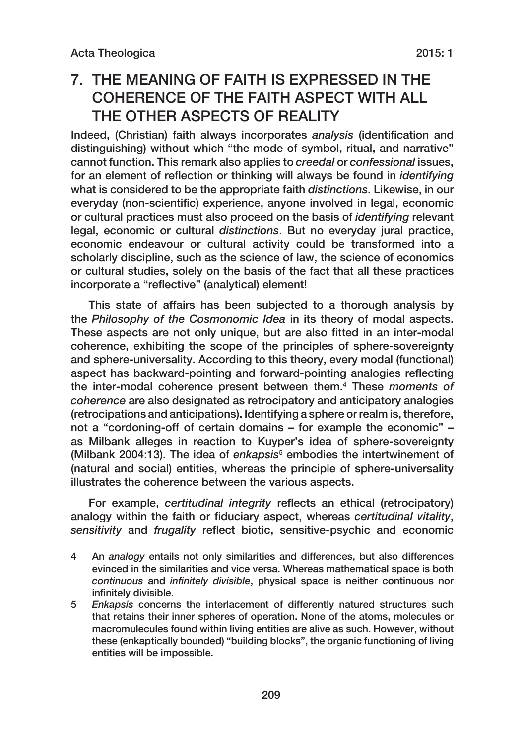## 7. THE MEANING OF FAITH IS EXPRESSED IN THE COHERENCE OF THE FAITH ASPECT WITH ALL THE OTHER ASPECTS OF REALITY

Indeed, (Christian) faith always incorporates *analysis* (identification and distinguishing) without which "the mode of symbol, ritual, and narrative" cannot function. This remark also applies to *creedal* or *confessional* issues, for an element of reflection or thinking will always be found in *identifying* what is considered to be the appropriate faith *distinctions*. Likewise, in our everyday (non-scientific) experience, anyone involved in legal, economic or cultural practices must also proceed on the basis of *identifying* relevant legal, economic or cultural *distinctions*. But no everyday jural practice, economic endeavour or cultural activity could be transformed into a scholarly discipline, such as the science of law, the science of economics or cultural studies, solely on the basis of the fact that all these practices incorporate a "reflective" (analytical) element!

This state of affairs has been subjected to a thorough analysis by the *Philosophy of the Cosmonomic Idea* in its theory of modal aspects. These aspects are not only unique, but are also fitted in an inter-modal coherence, exhibiting the scope of the principles of sphere-sovereignty and sphere-universality. According to this theory, every modal (functional) aspect has backward-pointing and forward-pointing analogies reflecting the inter-modal coherence present between them.[4] These *moments of coherence* are also designated as retrocipatory and anticipatory analogies (retrocipations and anticipations). Identifying a sphere or realm is, therefore, not a "cordoning-off of certain domains – for example the economic" – as Milbank alleges in reaction to Kuyper's idea of sphere-sovereignty (Milbank 2004:13). The idea of *enkapsis*[5] embodies the intertwinement of (natural and social) entities, whereas the principle of sphere-universality illustrates the coherence between the various aspects.

For example, *certitudinal integrity* reflects an ethical (retrocipatory) analogy within the faith or fiduciary aspect, whereas *certitudinal vitality*, *sensitivity* and *frugality* reflect biotic, sensitive-psychic and economic

---

4 An *analogy* entails not only similarities and differences, but also differences evinced in the similarities and vice versa. Whereas mathematical space is both *continuous* and *infinitely divisible*, physical space is neither continuous nor infinitely divisible.

5 *Enkapsis* concerns the interlacement of differently natured structures such that retains their inner spheres of operation. None of the atoms, molecules or macromulecules found within living entities are alive as such. However, without these (enkaptically bounded) "building blocks", the organic functioning of living entities will be impossible.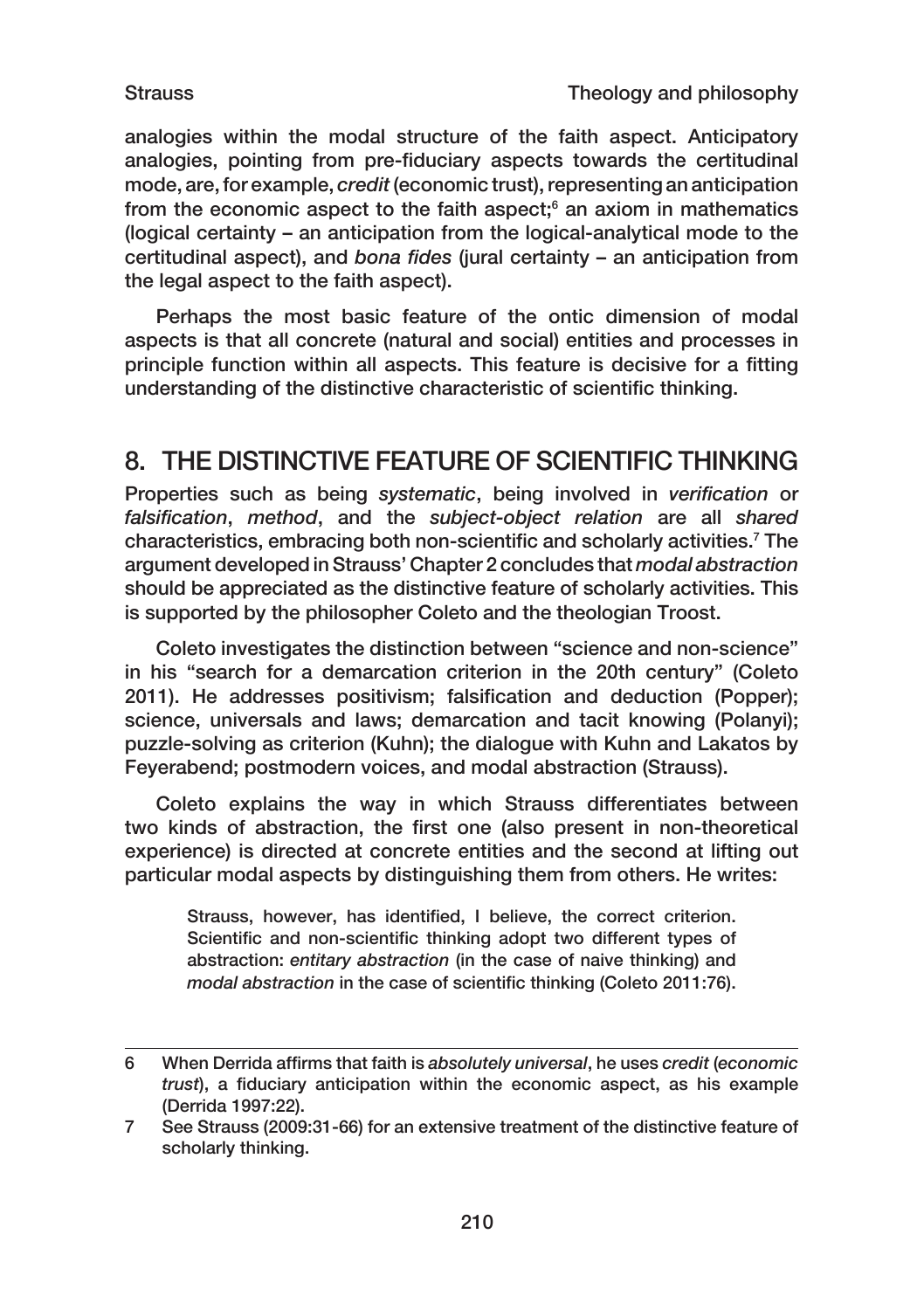analogies within the modal structure of the faith aspect. Anticipatory analogies, pointing from pre-fiduciary aspects towards the certitudinal mode, are, for example, *credit* (economic trust), representing an anticipation from the economic aspect to the faith aspect;[6] an axiom in mathematics (logical certainty – an anticipation from the logical-analytical mode to the certitudinal aspect), and *bona fides* (jural certainty – an anticipation from the legal aspect to the faith aspect).

Perhaps the most basic feature of the ontic dimension of modal aspects is that all concrete (natural and social) entities and processes in principle function within all aspects. This feature is decisive for a fitting understanding of the distinctive characteristic of scientific thinking.

## 8. THE DISTINCTIVE FEATURE OF SCIENTIFIC THINKING

Properties such as being *systematic*, being involved in *verification* or *falsification*, *method*, and the *subject-object relation* are all *shared* characteristics, embracing both non-scientific and scholarly activities.[7] The argument developed in Strauss' Chapter 2 concludes that *modal abstraction* should be appreciated as the distinctive feature of scholarly activities. This is supported by the philosopher Coleto and the theologian Troost.

Coleto investigates the distinction between "science and non-science" in his "search for a demarcation criterion in the 20th century" (Coleto 2011). He addresses positivism; falsification and deduction (Popper); science, universals and laws; demarcation and tacit knowing (Polanyi); puzzle-solving as criterion (Kuhn); the dialogue with Kuhn and Lakatos by Feyerabend; postmodern voices, and modal abstraction (Strauss).

Coleto explains the way in which Strauss differentiates between two kinds of abstraction, the first one (also present in non-theoretical experience) is directed at concrete entities and the second at lifting out particular modal aspects by distinguishing them from others. He writes:

> Strauss, however, has identified, I believe, the correct criterion. Scientific and non-scientific thinking adopt two different types of abstraction: *entitary abstraction* (in the case of naive thinking) and *modal abstraction* in the case of scientific thinking (Coleto 2011:76).

---

6 When Derrida affirms that faith is *absolutely universal*, he uses *credit* (*economic trust*), a fiduciary anticipation within the economic aspect, as his example (Derrida 1997:22).

7 See Strauss (2009:31-66) for an extensive treatment of the distinctive feature of scholarly thinking.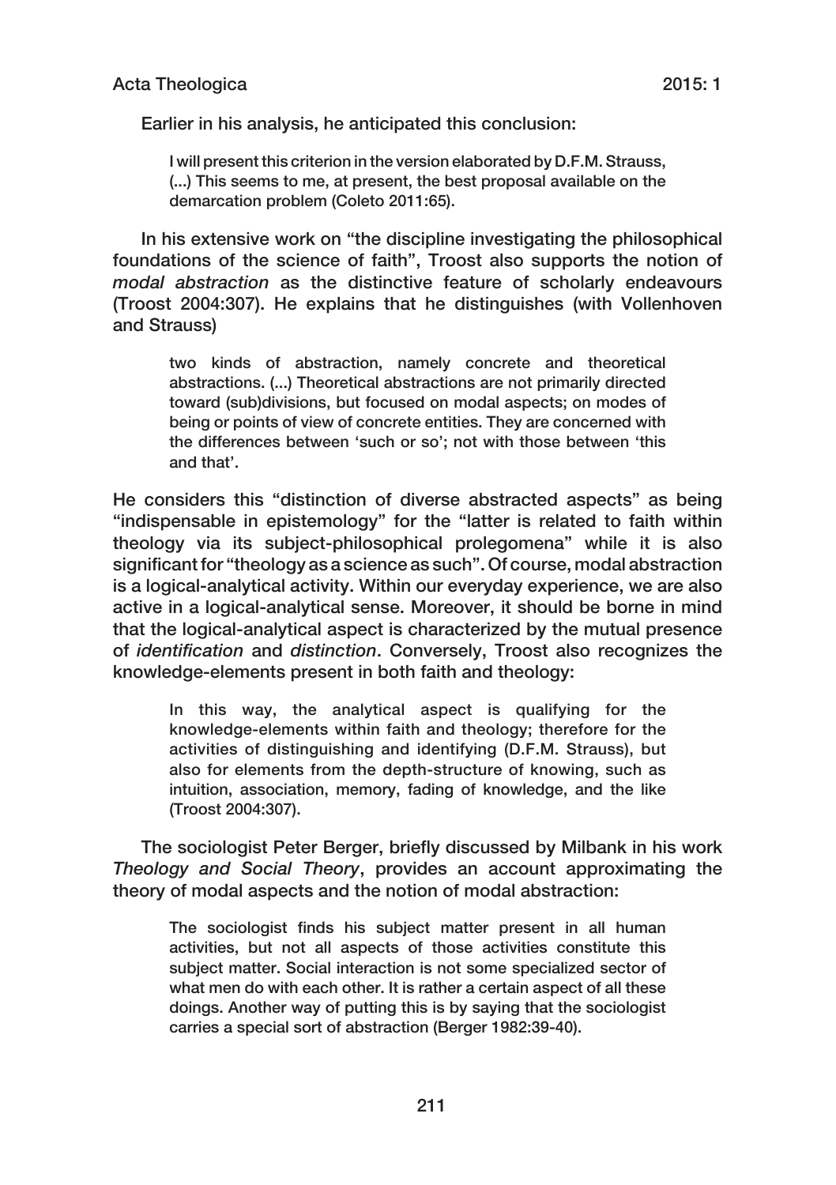Earlier in his analysis, he anticipated this conclusion:

> I will present this criterion in the version elaborated by D.F.M. Strauss, (...) This seems to me, at present, the best proposal available on the demarcation problem (Coleto 2011:65).

In his extensive work on "the discipline investigating the philosophical foundations of the science of faith", Troost also supports the notion of *modal abstraction* as the distinctive feature of scholarly endeavours (Troost 2004:307). He explains that he distinguishes (with Vollenhoven and Strauss)

> two kinds of abstraction, namely concrete and theoretical abstractions. (...) Theoretical abstractions are not primarily directed toward (sub)divisions, but focused on modal aspects; on modes of being or points of view of concrete entities. They are concerned with the differences between 'such or so'; not with those between 'this and that'.

He considers this "distinction of diverse abstracted aspects" as being "indispensable in epistemology" for the "latter is related to faith within theology via its subject-philosophical prolegomena" while it is also significant for "theology as a science as such". Of course, modal abstraction is a logical-analytical activity. Within our everyday experience, we are also active in a logical-analytical sense. Moreover, it should be borne in mind that the logical-analytical aspect is characterized by the mutual presence of *identification* and *distinction*. Conversely, Troost also recognizes the knowledge-elements present in both faith and theology:

> In this way, the analytical aspect is qualifying for the knowledge-elements within faith and theology; therefore for the activities of distinguishing and identifying (D.F.M. Strauss), but also for elements from the depth-structure of knowing, such as intuition, association, memory, fading of knowledge, and the like (Troost 2004:307).

The sociologist Peter Berger, briefly discussed by Milbank in his work *Theology and Social Theory*, provides an account approximating the theory of modal aspects and the notion of modal abstraction:

> The sociologist finds his subject matter present in all human activities, but not all aspects of those activities constitute this subject matter. Social interaction is not some specialized sector of what men do with each other. It is rather a certain aspect of all these doings. Another way of putting this is by saying that the sociologist carries a special sort of abstraction (Berger 1982:39-40).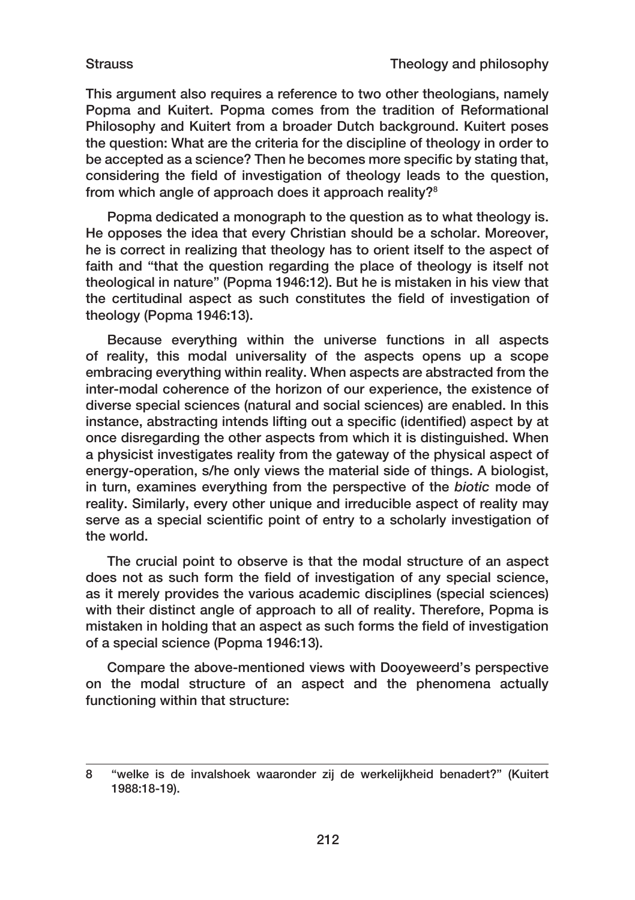This argument also requires a reference to two other theologians, namely Popma and Kuitert. Popma comes from the tradition of Reformational Philosophy and Kuitert from a broader Dutch background. Kuitert poses the question: What are the criteria for the discipline of theology in order to be accepted as a science? Then he becomes more specific by stating that, considering the field of investigation of theology leads to the question, from which angle of approach does it approach reality?[8]

Popma dedicated a monograph to the question as to what theology is. He opposes the idea that every Christian should be a scholar. Moreover, he is correct in realizing that theology has to orient itself to the aspect of faith and "that the question regarding the place of theology is itself not theological in nature" (Popma 1946:12). But he is mistaken in his view that the certitudinal aspect as such constitutes the field of investigation of theology (Popma 1946:13).

Because everything within the universe functions in all aspects of reality, this modal universality of the aspects opens up a scope embracing everything within reality. When aspects are abstracted from the inter-modal coherence of the horizon of our experience, the existence of diverse special sciences (natural and social sciences) are enabled. In this instance, abstracting intends lifting out a specific (identified) aspect by at once disregarding the other aspects from which it is distinguished. When a physicist investigates reality from the gateway of the physical aspect of energy-operation, s/he only views the material side of things. A biologist, in turn, examines everything from the perspective of the *biotic* mode of reality. Similarly, every other unique and irreducible aspect of reality may serve as a special scientific point of entry to a scholarly investigation of the world.

The crucial point to observe is that the modal structure of an aspect does not as such form the field of investigation of any special science, as it merely provides the various academic disciplines (special sciences) with their distinct angle of approach to all of reality. Therefore, Popma is mistaken in holding that an aspect as such forms the field of investigation of a special science (Popma 1946:13).

Compare the above-mentioned views with Dooyeweerd's perspective on the modal structure of an aspect and the phenomena actually functioning within that structure:

---

8 "welke is de invalshoek waaronder zij de werkelijkheid benadert?" (Kuitert 1988:18-19).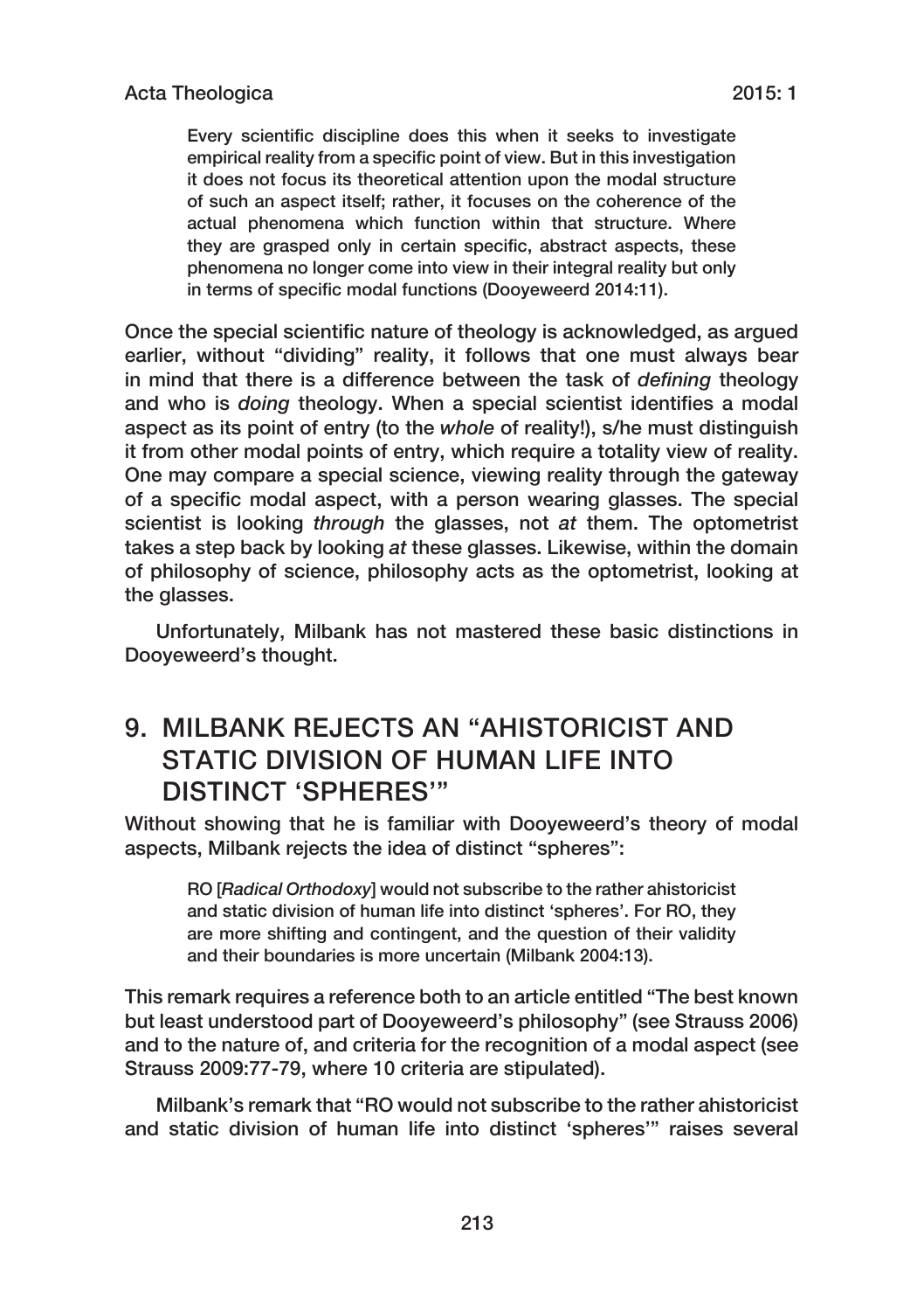> Every scientific discipline does this when it seeks to investigate empirical reality from a specific point of view. But in this investigation it does not focus its theoretical attention upon the modal structure of such an aspect itself; rather, it focuses on the coherence of the actual phenomena which function within that structure. Where they are grasped only in certain specific, abstract aspects, these phenomena no longer come into view in their integral reality but only in terms of specific modal functions (Dooyeweerd 2014:11).

Once the special scientific nature of theology is acknowledged, as argued earlier, without "dividing" reality, it follows that one must always bear in mind that there is a difference between the task of *defining* theology and who is *doing* theology. When a special scientist identifies a modal aspect as its point of entry (to the *whole* of reality!), s/he must distinguish it from other modal points of entry, which require a totality view of reality. One may compare a special science, viewing reality through the gateway of a specific modal aspect, with a person wearing glasses. The special scientist is looking *through* the glasses, not *at* them. The optometrist takes a step back by looking *at* these glasses. Likewise, within the domain of philosophy of science, philosophy acts as the optometrist, looking at the glasses.

Unfortunately, Milbank has not mastered these basic distinctions in Dooyeweerd's thought.

## 9. MILBANK REJECTS AN "AHISTORICIST AND STATIC DIVISION OF HUMAN LIFE INTO DISTINCT 'SPHERES'"

Without showing that he is familiar with Dooyeweerd's theory of modal aspects, Milbank rejects the idea of distinct "spheres":

> RO [*Radical Orthodoxy*] would not subscribe to the rather ahistoricist and static division of human life into distinct 'spheres'. For RO, they are more shifting and contingent, and the question of their validity and their boundaries is more uncertain (Milbank 2004:13).

This remark requires a reference both to an article entitled "The best known but least understood part of Dooyeweerd's philosophy" (see Strauss 2006) and to the nature of, and criteria for the recognition of a modal aspect (see Strauss 2009:77-79, where 10 criteria are stipulated).

Milbank's remark that "RO would not subscribe to the rather ahistoricist and static division of human life into distinct 'spheres'" raises several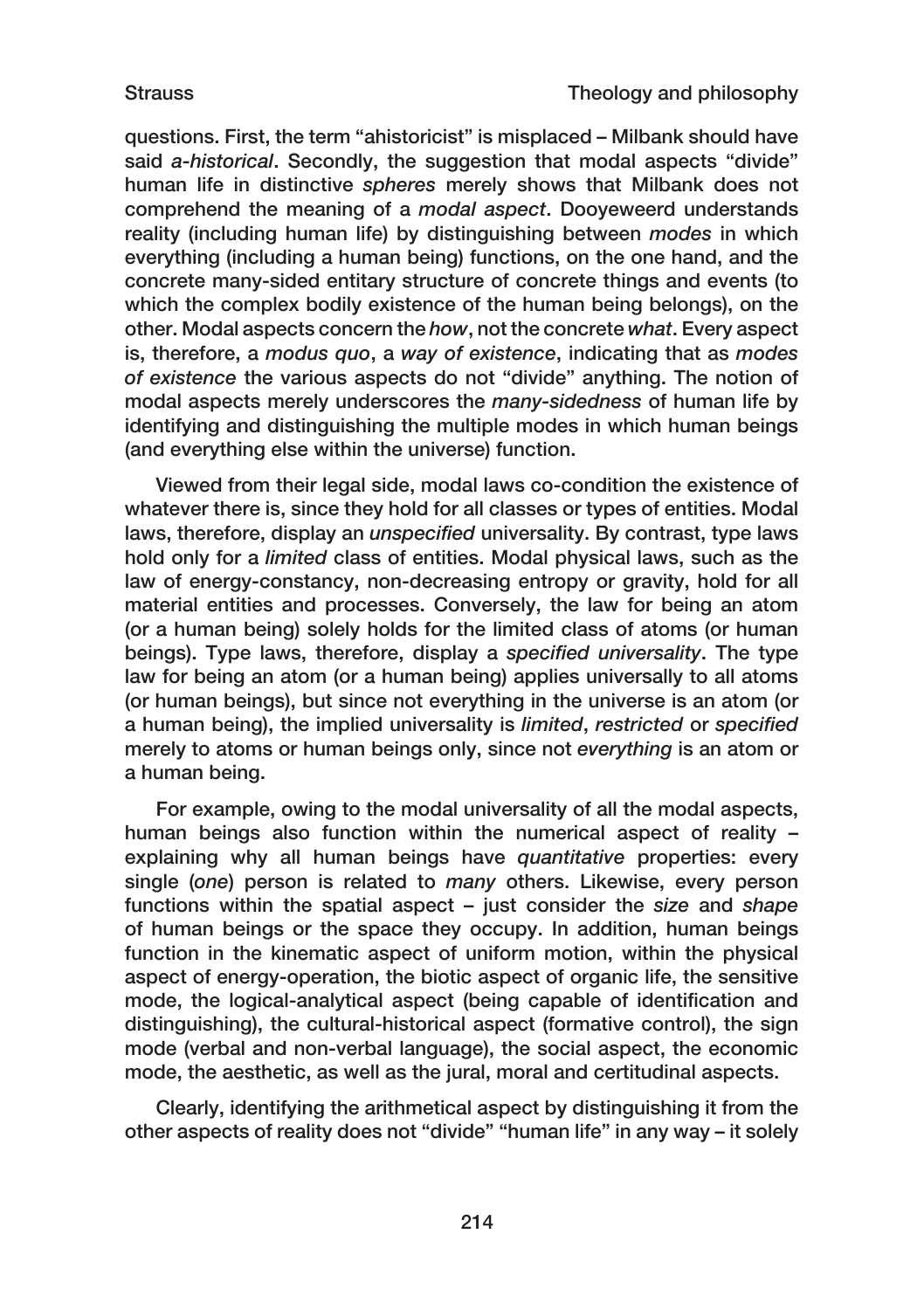questions. First, the term "ahistoricist" is misplaced – Milbank should have said *a-historical*. Secondly, the suggestion that modal aspects "divide" human life in distinctive *spheres* merely shows that Milbank does not comprehend the meaning of a *modal aspect*. Dooyeweerd understands reality (including human life) by distinguishing between *modes* in which everything (including a human being) functions, on the one hand, and the concrete many-sided entitary structure of concrete things and events (to which the complex bodily existence of the human being belongs), on the other. Modal aspects concern the *how*, not the concrete *what*. Every aspect is, therefore, a *modus quo*, a *way of existence*, indicating that as *modes of existence* the various aspects do not "divide" anything. The notion of modal aspects merely underscores the *many-sidedness* of human life by identifying and distinguishing the multiple modes in which human beings (and everything else within the universe) function.

Viewed from their legal side, modal laws co-condition the existence of whatever there is, since they hold for all classes or types of entities. Modal laws, therefore, display an *unspecified* universality. By contrast, type laws hold only for a *limited* class of entities. Modal physical laws, such as the law of energy-constancy, non-decreasing entropy or gravity, hold for all material entities and processes. Conversely, the law for being an atom (or a human being) solely holds for the limited class of atoms (or human beings). Type laws, therefore, display a *specified universality*. The type law for being an atom (or a human being) applies universally to all atoms (or human beings), but since not everything in the universe is an atom (or a human being), the implied universality is *limited*, *restricted* or *specified* merely to atoms or human beings only, since not *everything* is an atom or a human being.

For example, owing to the modal universality of all the modal aspects, human beings also function within the numerical aspect of reality – explaining why all human beings have *quantitative* properties: every single (*one*) person is related to *many* others. Likewise, every person functions within the spatial aspect – just consider the *size* and *shape* of human beings or the space they occupy. In addition, human beings function in the kinematic aspect of uniform motion, within the physical aspect of energy-operation, the biotic aspect of organic life, the sensitive mode, the logical-analytical aspect (being capable of identification and distinguishing), the cultural-historical aspect (formative control), the sign mode (verbal and non-verbal language), the social aspect, the economic mode, the aesthetic, as well as the jural, moral and certitudinal aspects.

Clearly, identifying the arithmetical aspect by distinguishing it from the other aspects of reality does not "divide" "human life" in any way – it solely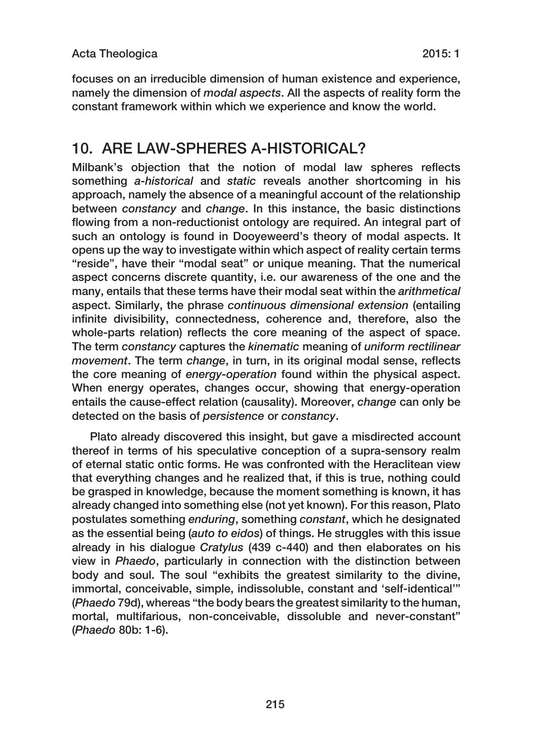focuses on an irreducible dimension of human existence and experience, namely the dimension of *modal aspects*. All the aspects of reality form the constant framework within which we experience and know the world.

## 10. ARE LAW-SPHERES A-HISTORICAL?

Milbank's objection that the notion of modal law spheres reflects something *a-historical* and *static* reveals another shortcoming in his approach, namely the absence of a meaningful account of the relationship between *constancy* and *change*. In this instance, the basic distinctions flowing from a non-reductionist ontology are required. An integral part of such an ontology is found in Dooyeweerd's theory of modal aspects. It opens up the way to investigate within which aspect of reality certain terms "reside", have their "modal seat" or unique meaning. That the numerical aspect concerns discrete quantity, i.e. our awareness of the one and the many, entails that these terms have their modal seat within the *arithmetical* aspect. Similarly, the phrase *continuous dimensional extension* (entailing infinite divisibility, connectedness, coherence and, therefore, also the whole-parts relation) reflects the core meaning of the aspect of space. The term *constancy* captures the *kinematic* meaning of *uniform rectilinear movement*. The term *change*, in turn, in its original modal sense, reflects the core meaning of *energy-operation* found within the physical aspect. When energy operates, changes occur, showing that energy-operation entails the cause-effect relation (causality). Moreover, *change* can only be detected on the basis of *persistence* or *constancy*.

Plato already discovered this insight, but gave a misdirected account thereof in terms of his speculative conception of a supra-sensory realm of eternal static ontic forms. He was confronted with the Heraclitean view that everything changes and he realized that, if this is true, nothing could be grasped in knowledge, because the moment something is known, it has already changed into something else (not yet known). For this reason, Plato postulates something *enduring*, something *constant*, which he designated as the essential being (*auto to eidos*) of things. He struggles with this issue already in his dialogue *Cratylus* (439 c-440) and then elaborates on his view in *Phaedo*, particularly in connection with the distinction between body and soul. The soul "exhibits the greatest similarity to the divine, immortal, conceivable, simple, indissoluble, constant and 'self-identical'" (*Phaedo* 79d), whereas "the body bears the greatest similarity to the human, mortal, multifarious, non-conceivable, dissoluble and never-constant" (*Phaedo* 80b: 1-6).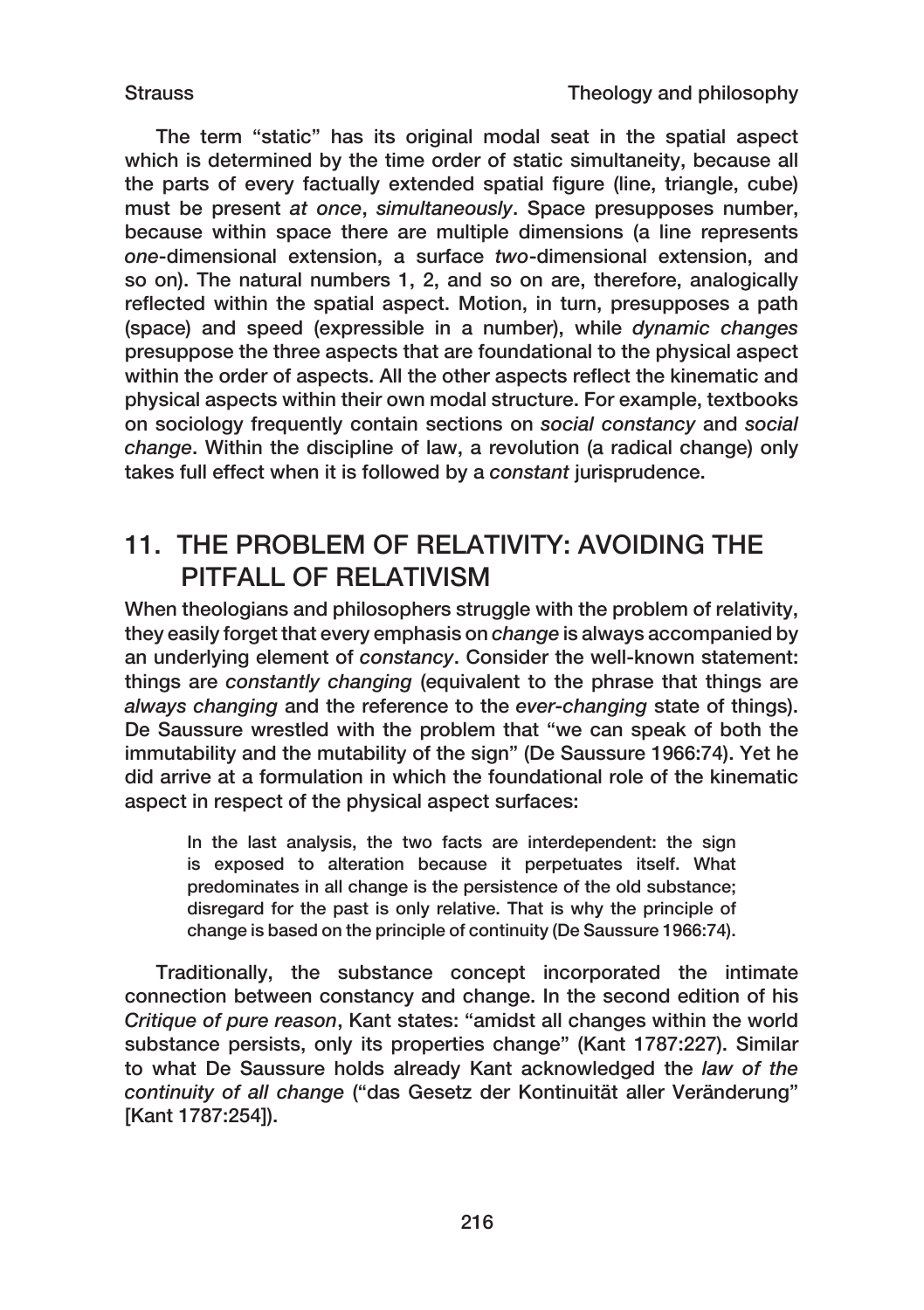The term "static" has its original modal seat in the spatial aspect which is determined by the time order of static simultaneity, because all the parts of every factually extended spatial figure (line, triangle, cube) must be present *at once*, *simultaneously*. Space presupposes number, because within space there are multiple dimensions (a line represents *one*-dimensional extension, a surface *two*-dimensional extension, and so on). The natural numbers 1, 2, and so on are, therefore, analogically reflected within the spatial aspect. Motion, in turn, presupposes a path (space) and speed (expressible in a number), while *dynamic changes* presuppose the three aspects that are foundational to the physical aspect within the order of aspects. All the other aspects reflect the kinematic and physical aspects within their own modal structure. For example, textbooks on sociology frequently contain sections on *social constancy* and *social change*. Within the discipline of law, a revolution (a radical change) only takes full effect when it is followed by a *constant* jurisprudence.

## 11. THE PROBLEM OF RELATIVITY: AVOIDING THE PITFALL OF RELATIVISM

When theologians and philosophers struggle with the problem of relativity, they easily forget that every emphasis on *change* is always accompanied by an underlying element of *constancy*. Consider the well-known statement: things are *constantly changing* (equivalent to the phrase that things are *always changing* and the reference to the *ever-changing* state of things). De Saussure wrestled with the problem that "we can speak of both the immutability and the mutability of the sign" (De Saussure 1966:74). Yet he did arrive at a formulation in which the foundational role of the kinematic aspect in respect of the physical aspect surfaces:

> In the last analysis, the two facts are interdependent: the sign is exposed to alteration because it perpetuates itself. What predominates in all change is the persistence of the old substance; disregard for the past is only relative. That is why the principle of change is based on the principle of continuity (De Saussure 1966:74).

Traditionally, the substance concept incorporated the intimate connection between constancy and change. In the second edition of his *Critique of pure reason*, Kant states: "amidst all changes within the world substance persists, only its properties change" (Kant 1787:227). Similar to what De Saussure holds already Kant acknowledged the *law of the continuity of all change* ("das Gesetz der Kontinuität aller Veränderung" [Kant 1787:254]).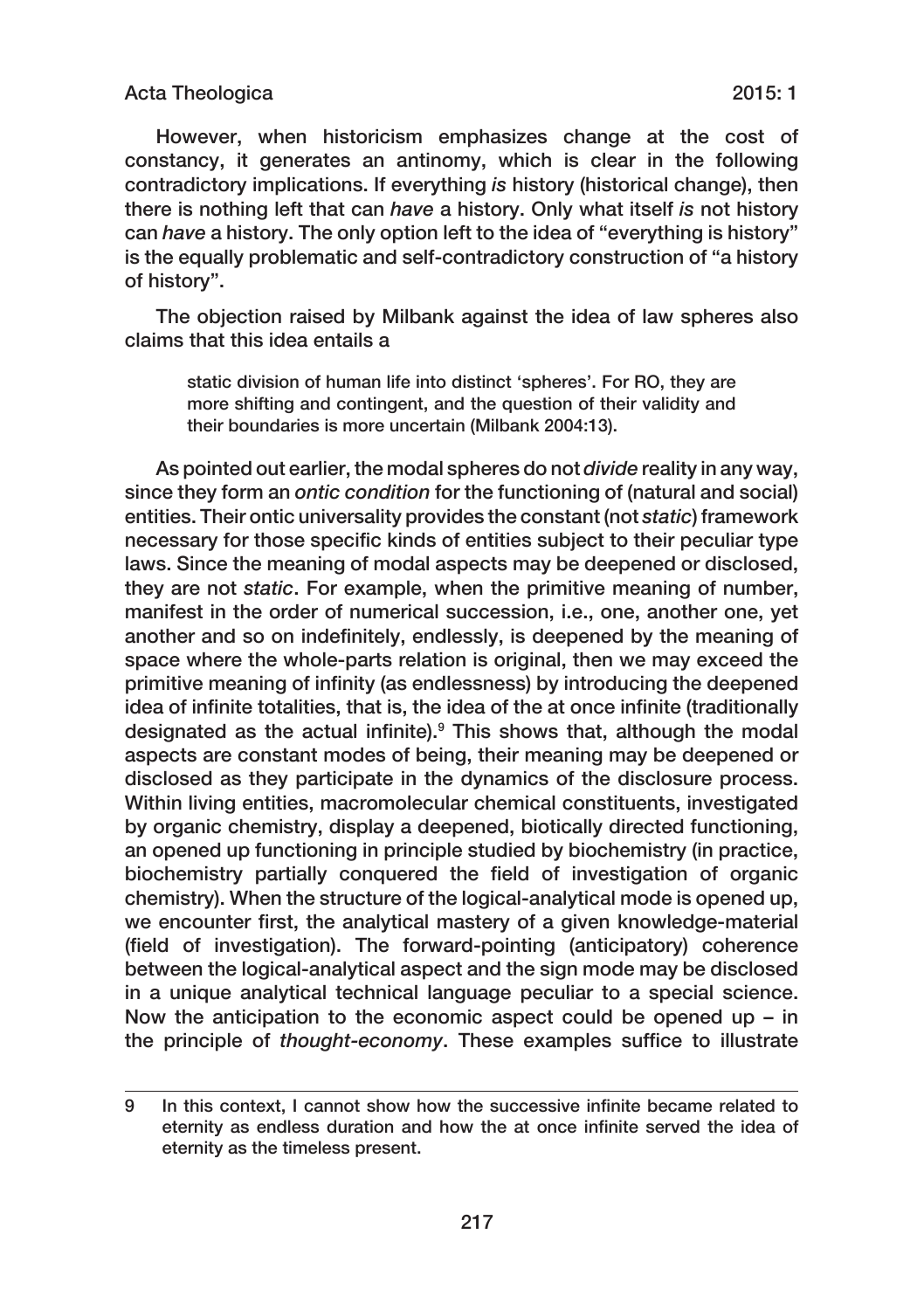However, when historicism emphasizes change at the cost of constancy, it generates an antinomy, which is clear in the following contradictory implications. If everything *is* history (historical change), then there is nothing left that can *have* a history. Only what itself *is* not history can *have* a history. The only option left to the idea of "everything is history" is the equally problematic and self-contradictory construction of "a history of history".

The objection raised by Milbank against the idea of law spheres also claims that this idea entails a

> static division of human life into distinct 'spheres'. For RO, they are more shifting and contingent, and the question of their validity and their boundaries is more uncertain (Milbank 2004:13).

As pointed out earlier, the modal spheres do not *divide* reality in any way, since they form an *ontic condition* for the functioning of (natural and social) entities. Their ontic universality provides the constant (not *static*) framework necessary for those specific kinds of entities subject to their peculiar type laws. Since the meaning of modal aspects may be deepened or disclosed, they are not *static*. For example, when the primitive meaning of number, manifest in the order of numerical succession, i.e., one, another one, yet another and so on indefinitely, endlessly, is deepened by the meaning of space where the whole-parts relation is original, then we may exceed the primitive meaning of infinity (as endlessness) by introducing the deepened idea of infinite totalities, that is, the idea of the at once infinite (traditionally designated as the actual infinite).[9] This shows that, although the modal aspects are constant modes of being, their meaning may be deepened or disclosed as they participate in the dynamics of the disclosure process. Within living entities, macromolecular chemical constituents, investigated by organic chemistry, display a deepened, biotically directed functioning, an opened up functioning in principle studied by biochemistry (in practice, biochemistry partially conquered the field of investigation of organic chemistry). When the structure of the logical-analytical mode is opened up, we encounter first, the analytical mastery of a given knowledge-material (field of investigation). The forward-pointing (anticipatory) coherence between the logical-analytical aspect and the sign mode may be disclosed in a unique analytical technical language peculiar to a special science. Now the anticipation to the economic aspect could be opened up – in the principle of *thought-economy*. These examples suffice to illustrate

---

9 In this context, I cannot show how the successive infinite became related to eternity as endless duration and how the at once infinite served the idea of eternity as the timeless present.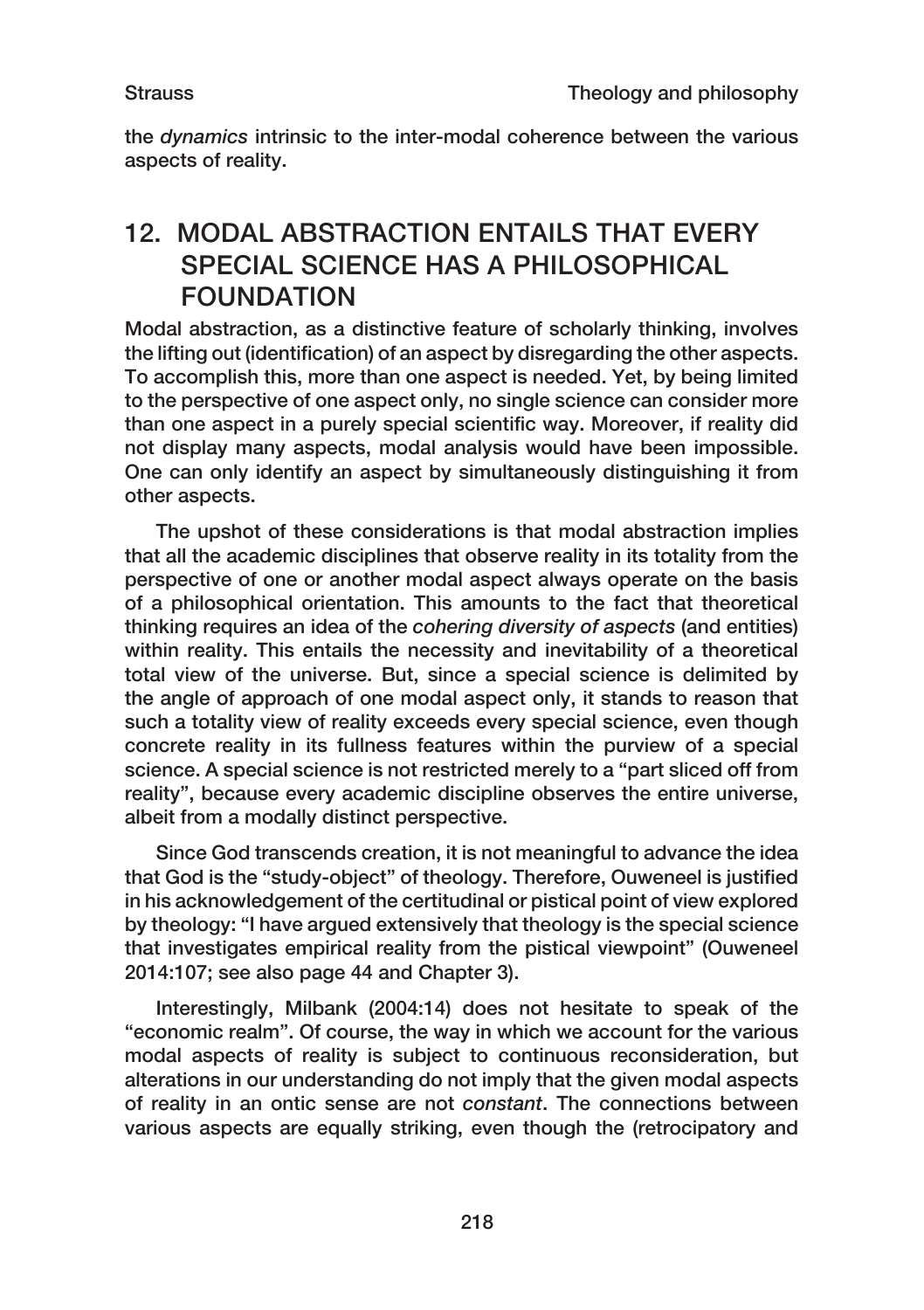the *dynamics* intrinsic to the inter-modal coherence between the various aspects of reality.

## 12. MODAL ABSTRACTION ENTAILS THAT EVERY SPECIAL SCIENCE HAS A PHILOSOPHICAL FOUNDATION

Modal abstraction, as a distinctive feature of scholarly thinking, involves the lifting out (identification) of an aspect by disregarding the other aspects. To accomplish this, more than one aspect is needed. Yet, by being limited to the perspective of one aspect only, no single science can consider more than one aspect in a purely special scientific way. Moreover, if reality did not display many aspects, modal analysis would have been impossible. One can only identify an aspect by simultaneously distinguishing it from other aspects.

The upshot of these considerations is that modal abstraction implies that all the academic disciplines that observe reality in its totality from the perspective of one or another modal aspect always operate on the basis of a philosophical orientation. This amounts to the fact that theoretical thinking requires an idea of the *cohering diversity of aspects* (and entities) within reality. This entails the necessity and inevitability of a theoretical total view of the universe. But, since a special science is delimited by the angle of approach of one modal aspect only, it stands to reason that such a totality view of reality exceeds every special science, even though concrete reality in its fullness features within the purview of a special science. A special science is not restricted merely to a "part sliced off from reality", because every academic discipline observes the entire universe, albeit from a modally distinct perspective.

Since God transcends creation, it is not meaningful to advance the idea that God is the "study-object" of theology. Therefore, Ouweneel is justified in his acknowledgement of the certitudinal or pistical point of view explored by theology: "I have argued extensively that theology is the special science that investigates empirical reality from the pistical viewpoint" (Ouweneel 2014:107; see also page 44 and Chapter 3).

Interestingly, Milbank (2004:14) does not hesitate to speak of the "economic realm". Of course, the way in which we account for the various modal aspects of reality is subject to continuous reconsideration, but alterations in our understanding do not imply that the given modal aspects of reality in an ontic sense are not *constant*. The connections between various aspects are equally striking, even though the (retrocipatory and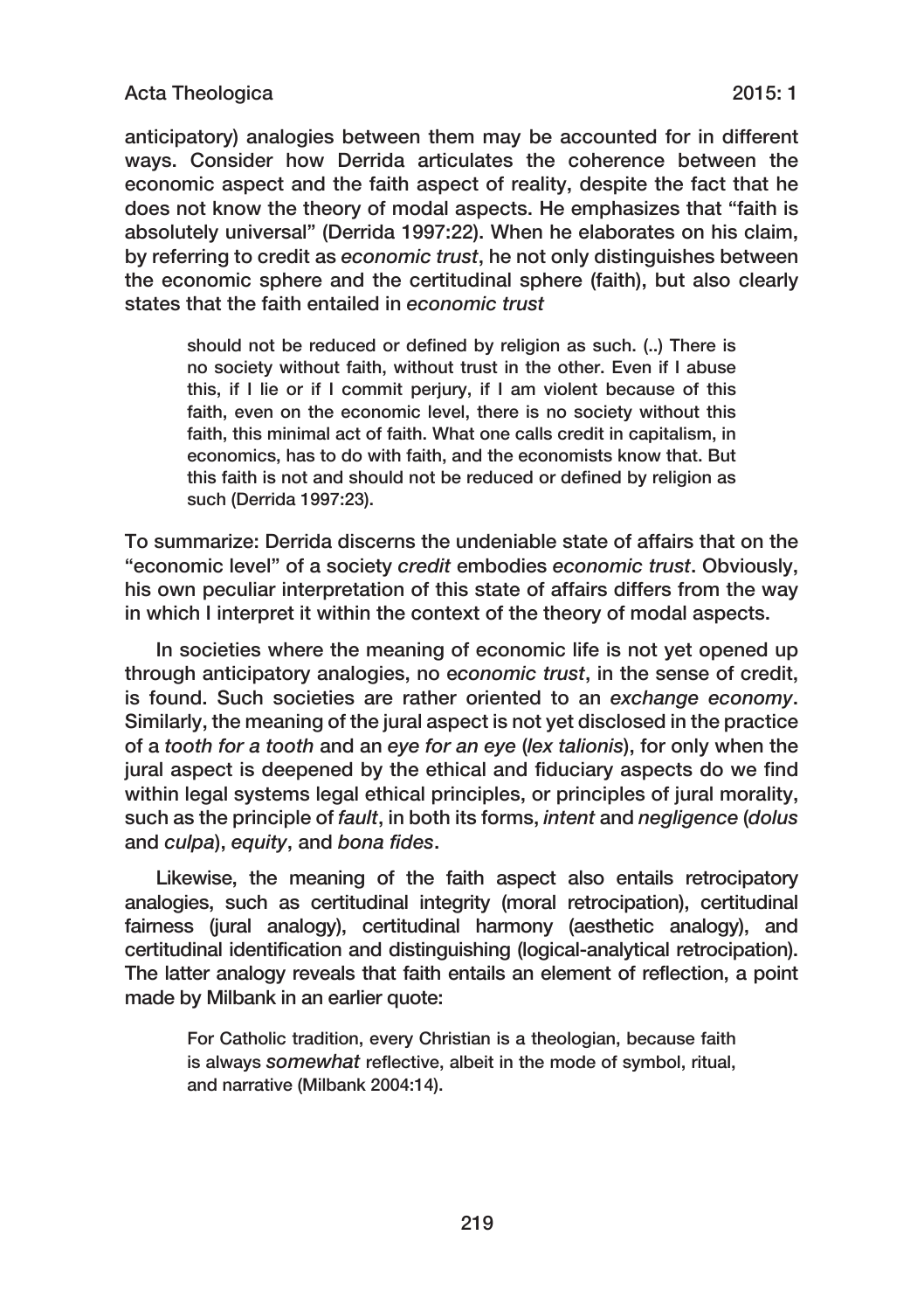anticipatory) analogies between them may be accounted for in different ways. Consider how Derrida articulates the coherence between the economic aspect and the faith aspect of reality, despite the fact that he does not know the theory of modal aspects. He emphasizes that "faith is absolutely universal" (Derrida 1997:22). When he elaborates on his claim, by referring to credit as *economic trust*, he not only distinguishes between the economic sphere and the certitudinal sphere (faith), but also clearly states that the faith entailed in *economic trust*

> should not be reduced or defined by religion as such. (..) There is no society without faith, without trust in the other. Even if I abuse this, if I lie or if I commit perjury, if I am violent because of this faith, even on the economic level, there is no society without this faith, this minimal act of faith. What one calls credit in capitalism, in economics, has to do with faith, and the economists know that. But this faith is not and should not be reduced or defined by religion as such (Derrida 1997:23).

To summarize: Derrida discerns the undeniable state of affairs that on the "economic level" of a society *credit* embodies *economic trust*. Obviously, his own peculiar interpretation of this state of affairs differs from the way in which I interpret it within the context of the theory of modal aspects.

In societies where the meaning of economic life is not yet opened up through anticipatory analogies, no *economic trust*, in the sense of credit, is found. Such societies are rather oriented to an *exchange economy*. Similarly, the meaning of the jural aspect is not yet disclosed in the practice of a *tooth for a tooth* and an *eye for an eye* (*lex talionis*), for only when the jural aspect is deepened by the ethical and fiduciary aspects do we find within legal systems legal ethical principles, or principles of jural morality, such as the principle of *fault*, in both its forms, *intent* and *negligence* (*dolus* and *culpa*), *equity*, and *bona fides*.

Likewise, the meaning of the faith aspect also entails retrocipatory analogies, such as certitudinal integrity (moral retrocipation), certitudinal fairness (jural analogy), certitudinal harmony (aesthetic analogy), and certitudinal identification and distinguishing (logical-analytical retrocipation). The latter analogy reveals that faith entails an element of reflection, a point made by Milbank in an earlier quote:

> For Catholic tradition, every Christian is a theologian, because faith is always *somewhat* reflective, albeit in the mode of symbol, ritual, and narrative (Milbank 2004:14).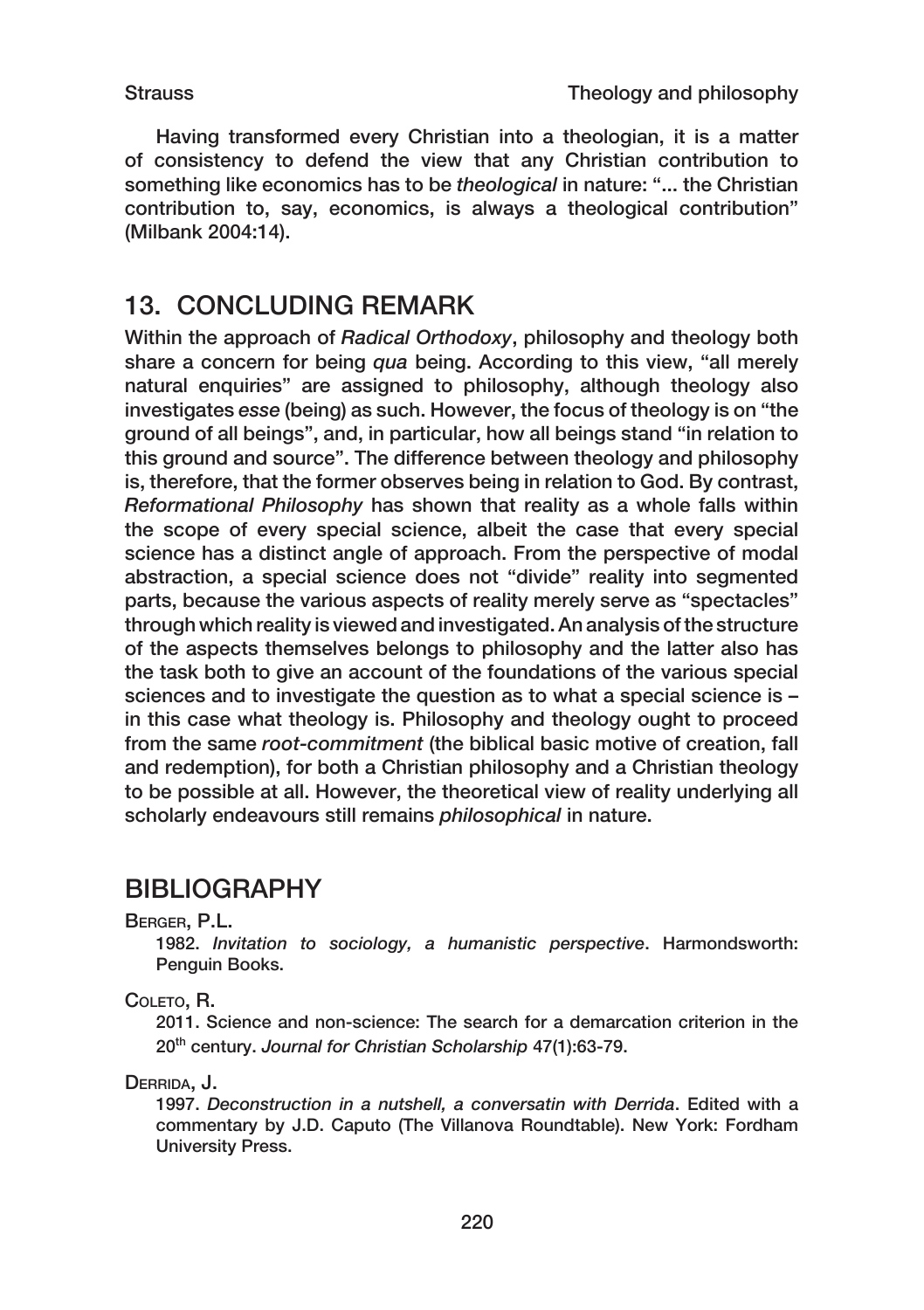Having transformed every Christian into a theologian, it is a matter of consistency to defend the view that any Christian contribution to something like economics has to be *theological* in nature: "... the Christian contribution to, say, economics, is always a theological contribution" (Milbank 2004:14).

## 13. CONCLUDING REMARK

Within the approach of *Radical Orthodoxy*, philosophy and theology both share a concern for being *qua* being. According to this view, "all merely natural enquiries" are assigned to philosophy, although theology also investigates *esse* (being) as such. However, the focus of theology is on "the ground of all beings", and, in particular, how all beings stand "in relation to this ground and source". The difference between theology and philosophy is, therefore, that the former observes being in relation to God. By contrast, *Reformational Philosophy* has shown that reality as a whole falls within the scope of every special science, albeit the case that every special science has a distinct angle of approach. From the perspective of modal abstraction, a special science does not "divide" reality into segmented parts, because the various aspects of reality merely serve as "spectacles" through which reality is viewed and investigated. An analysis of the structure of the aspects themselves belongs to philosophy and the latter also has the task both to give an account of the foundations of the various special sciences and to investigate the question as to what a special science is – in this case what theology is. Philosophy and theology ought to proceed from the same *root-commitment* (the biblical basic motive of creation, fall and redemption), for both a Christian philosophy and a Christian theology to be possible at all. However, the theoretical view of reality underlying all scholarly endeavours still remains *philosophical* in nature.

## BIBLIOGRAPHY

Berger, P.L.

1982. *Invitation to sociology, a humanistic perspective*. Harmondsworth: Penguin Books.

Coleto, R.

2011. Science and non-science: The search for a demarcation criterion in the 20th century. *Journal for Christian Scholarship* 47(1):63-79.

Derrida, J.

1997. *Deconstruction in a nutshell, a conversatin with Derrida*. Edited with a commentary by J.D. Caputo (The Villanova Roundtable). New York: Fordham University Press.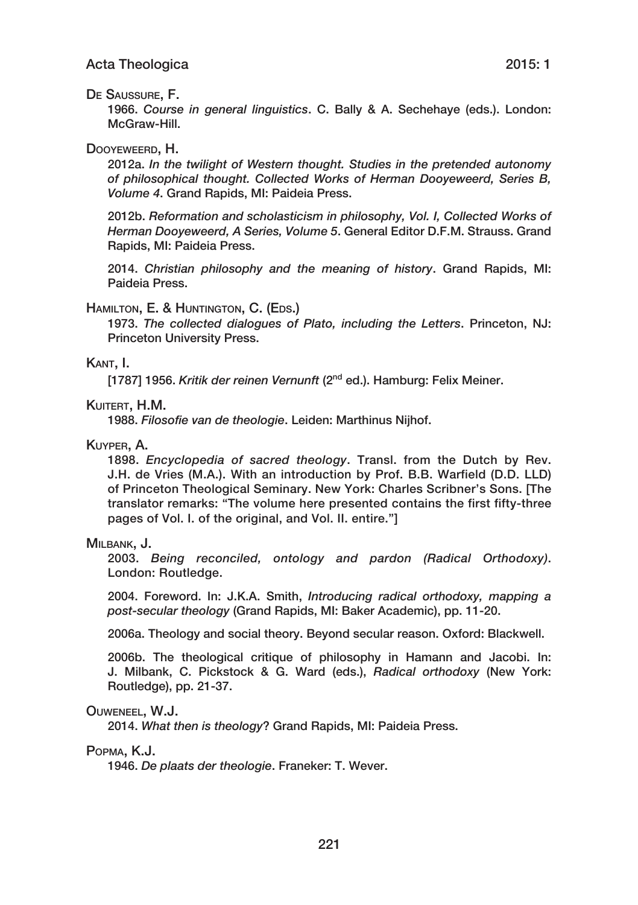De Saussure, F.

1966. *Course in general linguistics*. C. Bally & A. Sechehaye (eds.). London: McGraw-Hill.

Dooyeweerd, H.

2012a. *In the twilight of Western thought. Studies in the pretended autonomy of philosophical thought. Collected Works of Herman Dooyeweerd, Series B, Volume 4*. Grand Rapids, MI: Paideia Press.

2012b. *Reformation and scholasticism in philosophy, Vol. I, Collected Works of Herman Dooyeweerd, A Series, Volume 5*. General Editor D.F.M. Strauss. Grand Rapids, MI: Paideia Press.

2014. *Christian philosophy and the meaning of history*. Grand Rapids, MI: Paideia Press.

Hamilton, E. & Huntington, C. (Eds.)

1973. *The collected dialogues of Plato, including the Letters*. Princeton, NJ: Princeton University Press.

Kant, I.

[1787] 1956. *Kritik der reinen Vernunft* (2nd ed.). Hamburg: Felix Meiner.

Kuitert, H.M.

1988. *Filosofie van de theologie*. Leiden: Marthinus Nijhof.

Kuyper, A.

1898. *Encyclopedia of sacred theology*. Transl. from the Dutch by Rev. J.H. de Vries (M.A.). With an introduction by Prof. B.B. Warfield (D.D. LLD) of Princeton Theological Seminary. New York: Charles Scribner's Sons. [The translator remarks: "The volume here presented contains the first fifty-three pages of Vol. I. of the original, and Vol. II. entire."]

Milbank, J.

2003. *Being reconciled, ontology and pardon (Radical Orthodoxy)*. London: Routledge.

2004. Foreword. In: J.K.A. Smith, *Introducing radical orthodoxy, mapping a post-secular theology* (Grand Rapids, MI: Baker Academic), pp. 11-20.

2006a. Theology and social theory. Beyond secular reason. Oxford: Blackwell.

2006b. The theological critique of philosophy in Hamann and Jacobi. In: J. Milbank, C. Pickstock & G. Ward (eds.), *Radical orthodoxy* (New York: Routledge), pp. 21-37.

Ouweneel, W.J.

2014. *What then is theology*? Grand Rapids, MI: Paideia Press.

Popma, K.J.

1946. *De plaats der theologie*. Franeker: T. Wever.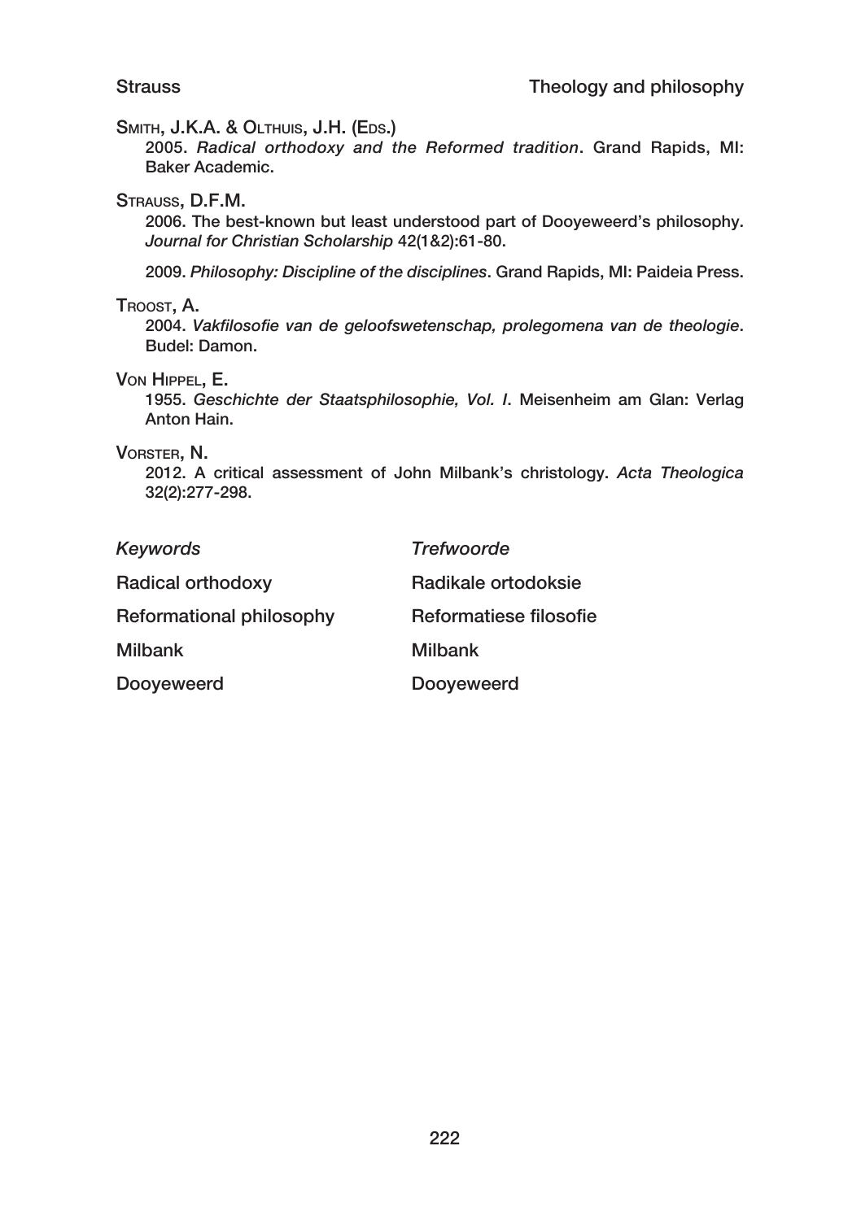Smith, J.K.A. & Olthuis, J.H. (Eds.)
2005. *Radical orthodoxy and the Reformed tradition*. Grand Rapids, MI: Baker Academic.

Strauss, D.F.M.
2006. The best-known but least understood part of Dooyeweerd's philosophy. *Journal for Christian Scholarship* 42(1&2):61-80.

2009. *Philosophy: Discipline of the disciplines*. Grand Rapids, MI: Paideia Press.

Troost, A.
2004. *Vakfilosofie van de geloofswetenschap, prolegomena van de theologie*. Budel: Damon.

Von Hippel, E.
1955. *Geschichte der Staatsphilosophie, Vol. I*. Meisenheim am Glan: Verlag Anton Hain.

Vorster, N.
2012. A critical assessment of John Milbank's christology. *Acta Theologica* 32(2):277-298.

| *Keywords* | *Trefwoorde* |
| --- | --- |
| Radical orthodoxy | Radikale ortodoksie |
| Reformational philosophy | Reformatiese filosofie |
| Milbank | Milbank |
| Dooyeweerd | Dooyeweerd |